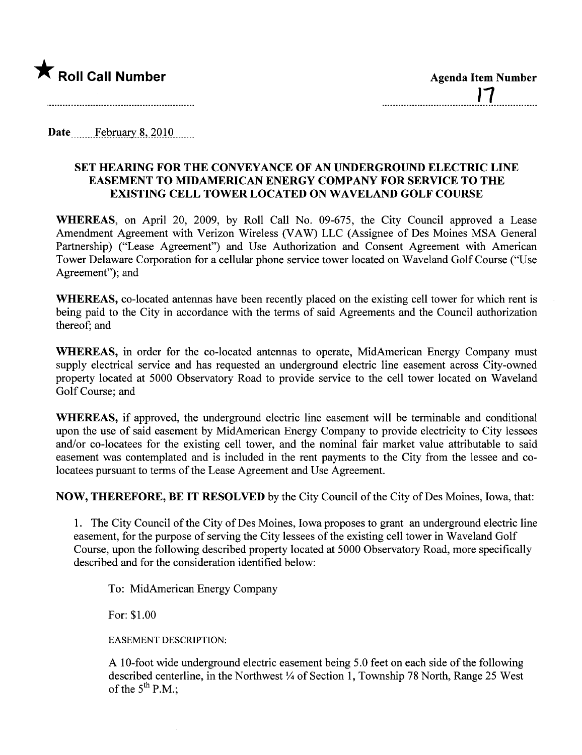★ **Roll Call Number**

**Agenda Item Number**

17

Date February 8, 2010

## SET HEARING FOR THE CONVEYANCE OF AN UNDERGROUND ELECTRIC LINE EASEMENT TO MIDAMERICAN ENERGY COMPANY FOR SERVICE TO THE EXISTING CELL TOWER LOCATED ON WAVELAND GOLF COURSE

**WHEREAS**, on April 20, 2009, by Roll Call No. 09-675, the City Council approved a Lease Amendment Agreement with Verizon Wireless (VAW) LLC (Assignee of Des Moines MSA General Partnership) ("Lease Agreement") and Use Authorization and Consent Agreement with American Tower Delaware Corporation for a cellular phone service tower located on Waveland Golf Course ("Use Agreement"); and

**WHEREAS,** co-located antennas have been recently placed on the existing cell tower for which rent is being paid to the City in accordance with the terms of said Agreements and the Council authorization thereof; and

**WHEREAS,** in order for the co-located antennas to operate, MidAmerican Energy Company must supply electrical service and has requested an underground electric line easement across City-owned property located at 5000 Observatory Road to provide service to the cell tower located on Waveland Golf Course; and

**WHEREAS,** if approved, the underground electric line easement will be terminable and conditional upon the use of said easement by MidAmerican Energy Company to provide electricity to City lessees and/or co-locatees for the existing cell tower, and the nominal fair market value attributable to said easement was contemplated and is included in the rent payments to the City from the lessee and co-locatees pursuant to terms of the Lease Agreement and Use Agreement.

**NOW, THEREFORE, BE IT RESOLVED** by the City Council of the City of Des Moines, Iowa, that:

1. The City Council of the City of Des Moines, Iowa proposes to grant an underground electric line easement, for the purpose of serving the City lessees of the existing cell tower in Waveland Golf Course, upon the following described property located at 5000 Observatory Road, more specifically described and for the consideration identified below:

To: MidAmerican Energy Company

For: $1.00

EASEMENT DESCRIPTION:

A 10-foot wide underground electric easement being 5.0 feet on each side of the following described centerline, in the Northwest ¼ of Section 1, Township 78 North, Range 25 West of the 5th P.M.;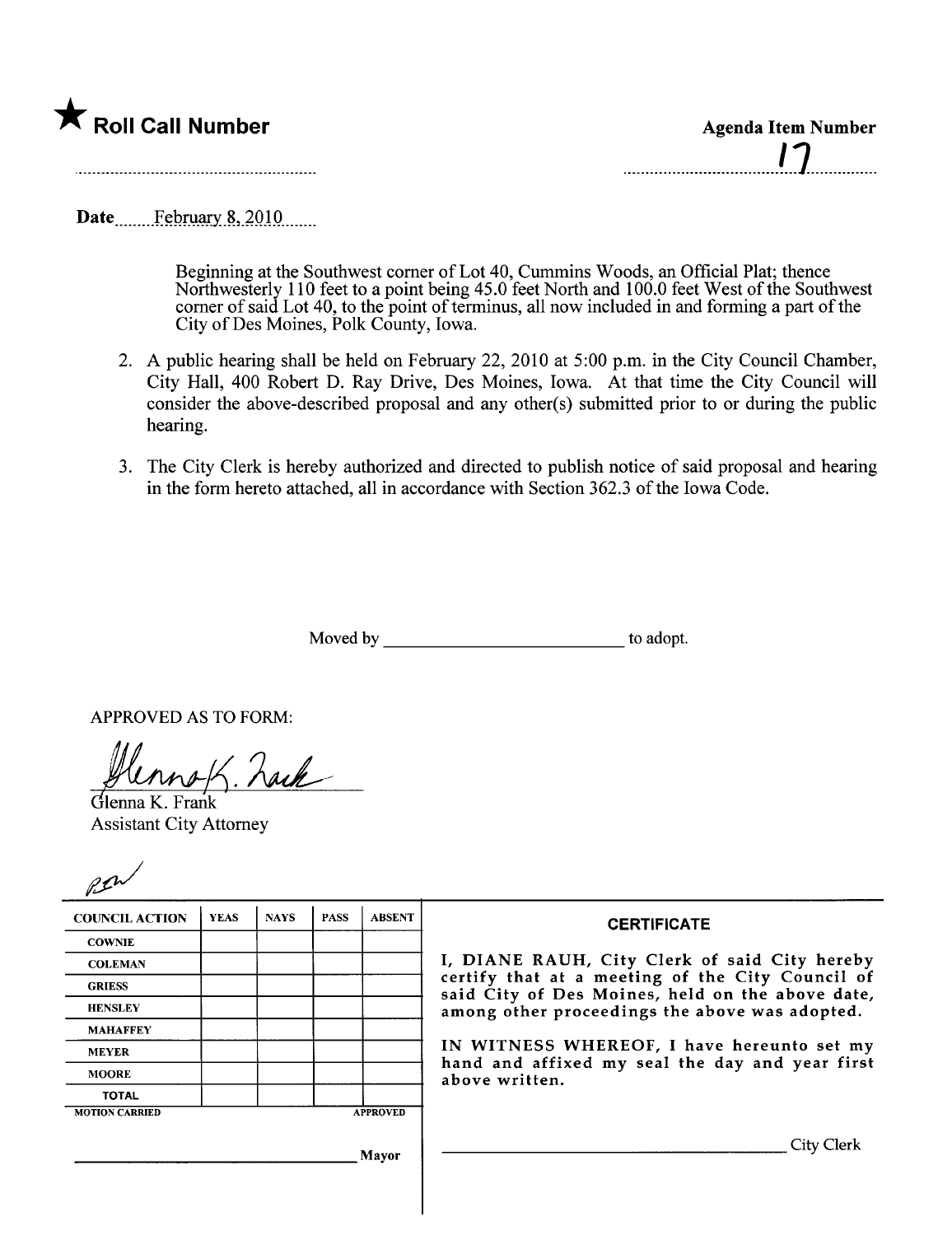★ **Roll Call Number**

**Agenda Item Number**

17

**Date** February 8, 2010

Beginning at the Southwest corner of Lot 40, Cummins Woods, an Official Plat; thence Northwesterly 110 feet to a point being 45.0 feet North and 100.0 feet West of the Southwest corner of said Lot 40, to the point of terminus, all now included in and forming a part of the City of Des Moines, Polk County, Iowa.

2. A public hearing shall be held on February 22, 2010 at 5:00 p.m. in the City Council Chamber, City Hall, 400 Robert D. Ray Drive, Des Moines, Iowa. At that time the City Council will consider the above-described proposal and any other(s) submitted prior to or during the public hearing.

3. The City Clerk is hereby authorized and directed to publish notice of said proposal and hearing in the form hereto attached, all in accordance with Section 362.3 of the Iowa Code.

Moved by ____________________________ to adopt.

APPROVED AS TO FORM:

Glenna K. Frank
Assistant City Attorney

| COUNCIL ACTION | YEAS | NAYS | PASS | ABSENT |
|---|---|---|---|---|
| COWNIE | | | | |
| COLEMAN | | | | |
| GRIESS | | | | |
| HENSLEY | | | | |
| MAHAFFEY | | | | |
| MEYER | | | | |
| MOORE | | | | |
| TOTAL | | | | |

MOTION CARRIED APPROVED

____________________________ Mayor

**CERTIFICATE**

I, DIANE RAUH, City Clerk of said City hereby certify that at a meeting of the City Council of said City of Des Moines, held on the above date, among other proceedings the above was adopted.

IN WITNESS WHEREOF, I have hereunto set my hand and affixed my seal the day and year first above written.

____________________________ City Clerk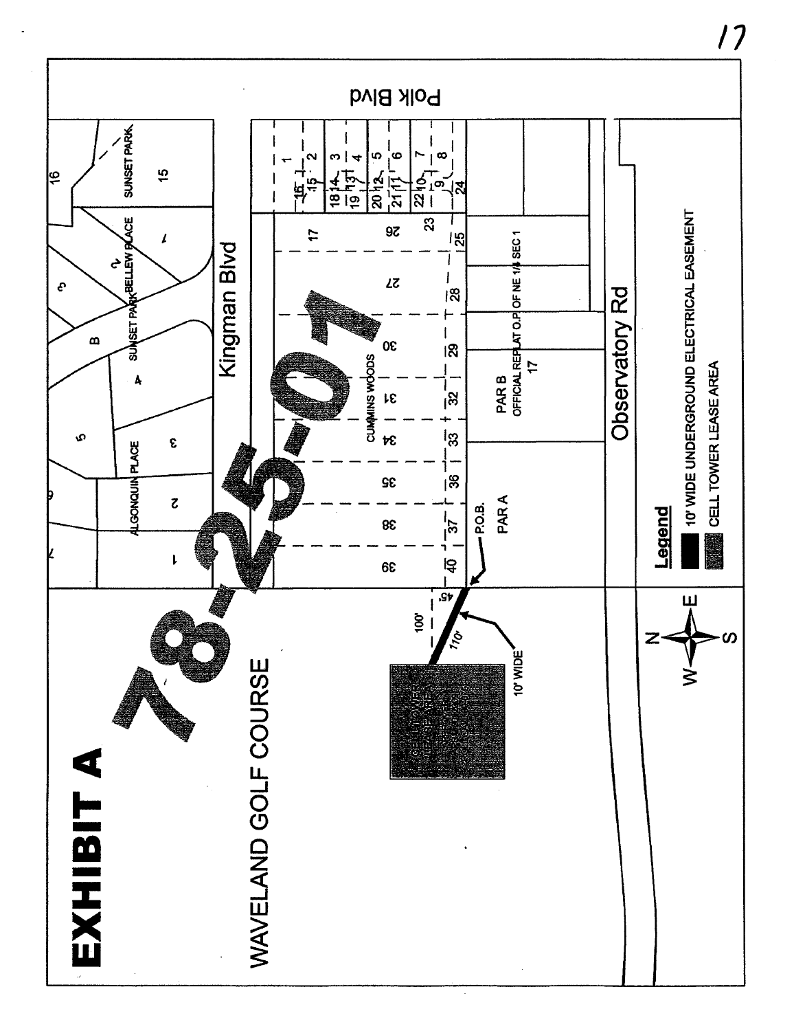# EXHIBIT A

78-25-07

WAVELAND GOLF COURSE

Kingman Blvd

Observatory Rd

Polk Blvd

CELL TOWER LEASE AREA

100'

110'

10' WIDE

P.O.B.

PAR A

PAR B
OFFICIAL REPLAT O.P. OF NE 1/4 SEC 1
17

CUMMINS WOODS

ALGONQUIN PLACE

SUNSET PARK

BELLEW PLACE

**Legend**

10' WIDE UNDERGROUND ELECTRICAL EASEMENT

CELL TOWER LEASE AREA

N E S W